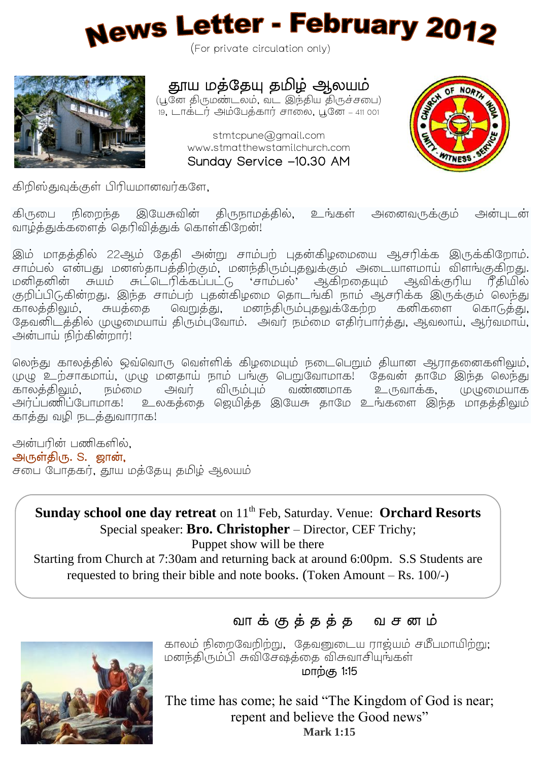# News Letter - February 2012

(For private circulation only)

## தூய மத்தேயு தமிழ் ஆலயம்

(பூனே திருமண்டலம், வட இந்திய திருச்சபை)
19, டாக்டர் அம்பேத்கார் சாலை, பூனே – 411 001

stmtcpune@gmail.com
www.stmatthewstamilchurch.com
Sunday Service –10.30 AM

கிறிஸ்துவுக்குள் பிரியமானவர்களே,

கிருபை நிறைந்த இயேசுவின் திருநாமத்தில், உங்கள் அனைவருக்கும் அன்புடன் வாழ்த்துக்களைத் தெரிவித்துக் கொள்கிறேன்!

இம் மாதத்தில் 22ஆம் தேதி அன்று சாம்பற் புதன்கிழமையை ஆசரிக்க இருக்கிறோம். சாம்பல் என்பது மனஸ்தாபத்திற்கும், மனந்திரும்புதலுக்கும் அடையாளமாய் விளங்குகிறது. மனிதனின் சுயம் சுட்டெரிக்கப்பட்டு 'சாம்பல்' ஆகிறதையும் ஆவிக்குரிய ரீதியில் குறிப்பிடுகின்றது. இந்த சாம்பற் புதன்கிழமை தொடங்கி நாம் ஆசரிக்க இருக்கும் லெந்து காலத்திலும், சுயத்தை வெறுத்து, மனந்திரும்புதலுக்கேற்ற கனிகளை கொடுத்து, தேவனிடத்தில் முழுமையாய் திரும்புவோம். அவர் நம்மை எதிர்பார்த்து, ஆவலாய், ஆர்வமாய், அன்பாய் நிற்கின்றார்!

லெந்து காலத்தில் ஒவ்வொரு வெள்ளிக் கிழமையும் நடைபெறும் தியான ஆராதனைகளிலும், முழு உற்சாகமாய், முழு மனதாய் நாம் பங்கு பெறுவோமாக! தேவன் தாமே இந்த லெந்து காலத்திலும், நம்மை அவர் விரும்பும் வண்ணமாக உருவாக்க, முழுமையாக அர்ப்பணிப்போமாக! உலகத்தை ஜெயித்த இயேசு தாமே உங்களை இந்த மாதத்திலும் காத்து வழி நடத்துவாராக!

அன்பரின் பணிகளில்,
அருள்திரு. S. ஜான்,
சபை போதகர், தூய மத்தேயு தமிழ் ஆலயம்

**Sunday school one day retreat** on 11th Feb, Saturday. Venue: **Orchard Resorts**
Special speaker: **Bro. Christopher** – Director, CEF Trichy;
Puppet show will be there
Starting from Church at 7:30am and returning back at around 6:00pm. S.S Students are requested to bring their bible and note books. (Token Amount – Rs. 100/-)

## வாக்குத்தத்த வசனம்

காலம் நிறைவேறிற்று, தேவனுடைய ராஜ்யம் சமீபமாயிற்று; மனந்திரும்பி சுவிசேஷத்தை விசுவாசியுங்கள்
மாற்கு 1:15

The time has come; he said "The Kingdom of God is near; repent and believe the Good news"
**Mark 1:15**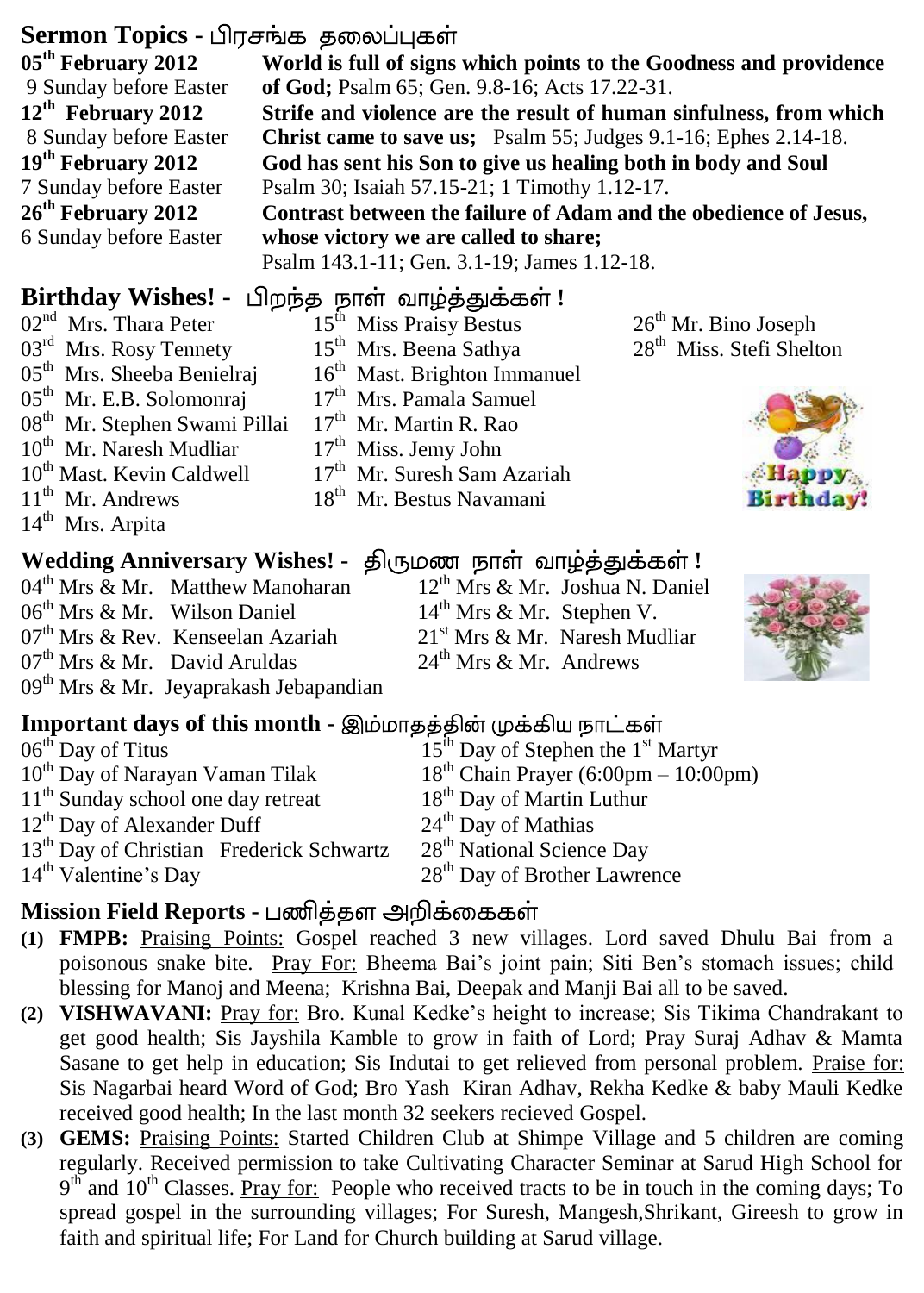## Sermon Topics - பிரசங்க தலைப்புகள்

**05th February 2012**
9 Sunday before Easter
**World is full of signs which points to the Goodness and providence of God;** Psalm 65; Gen. 9.8-16; Acts 17.22-31.

**12th February 2012**
8 Sunday before Easter
**Strife and violence are the result of human sinfulness, from which Christ came to save us;** Psalm 55; Judges 9.1-16; Ephes 2.14-18.

**19th February 2012**
7 Sunday before Easter
**God has sent his Son to give us healing both in body and Soul**
Psalm 30; Isaiah 57.15-21; 1 Timothy 1.12-17.

**26th February 2012**
6 Sunday before Easter
**Contrast between the failure of Adam and the obedience of Jesus, whose victory we are called to share;**
Psalm 143.1-11; Gen. 3.1-19; James 1.12-18.

## Birthday Wishes! - பிறந்த நாள் வாழ்த்துக்கள் !

- 02nd Mrs. Thara Peter
- 03rd Mrs. Rosy Tennety
- 05th Mrs. Sheeba Benielraj
- 05th Mr. E.B. Solomonraj
- 08th Mr. Stephen Swami Pillai
- 10th Mr. Naresh Mudliar
- 10th Mast. Kevin Caldwell
- 11th Mr. Andrews
- 14th Mrs. Arpita
- 15th Miss Praisy Bestus
- 15th Mrs. Beena Sathya
- 16th Mast. Brighton Immanuel
- 17th Mrs. Pamala Samuel
- 17th Mr. Martin R. Rao
- 17th Miss. Jemy John
- 17th Mr. Suresh Sam Azariah
- 18th Mr. Bestus Navamani
- 26th Mr. Bino Joseph
- 28th Miss. Stefi Shelton

## Wedding Anniversary Wishes! - திருமண நாள் வாழ்த்துக்கள் !

- 04th Mrs & Mr. Matthew Manoharan
- 06th Mrs & Mr. Wilson Daniel
- 07th Mrs & Rev. Kenseelan Azariah
- 07th Mrs & Mr. David Aruldas
- 09th Mrs & Mr. Jeyaprakash Jebapandian
- 12th Mrs & Mr. Joshua N. Daniel
- 14th Mrs & Mr. Stephen V.
- 21st Mrs & Mr. Naresh Mudliar
- 24th Mrs & Mr. Andrews

## Important days of this month - இம்மாதத்தின் முக்கிய நாட்கள்

- 06th Day of Titus
- 10th Day of Narayan Vaman Tilak
- 11th Sunday school one day retreat
- 12th Day of Alexander Duff
- 13th Day of Christian Frederick Schwartz
- 14th Valentine's Day
- 15th Day of Stephen the 1st Martyr
- 18th Chain Prayer (6:00pm – 10:00pm)
- 18th Day of Martin Luthur
- 24th Day of Mathias
- 28th National Science Day
- 28th Day of Brother Lawrence

## Mission Field Reports - பணித்தள அறிக்கைகள்

**(1) FMPB:** Praising Points: Gospel reached 3 new villages. Lord saved Dhulu Bai from a poisonous snake bite. Pray For: Bheema Bai's joint pain; Siti Ben's stomach issues; child blessing for Manoj and Meena; Krishna Bai, Deepak and Manji Bai all to be saved.

**(2) VISHWAVANI:** Pray for: Bro. Kunal Kedke's height to increase; Sis Tikima Chandrakant to get good health; Sis Jayshila Kamble to grow in faith of Lord; Pray Suraj Adhav & Mamta Sasane to get help in education; Sis Indutai to get relieved from personal problem. Praise for: Sis Nagarbai heard Word of God; Bro Yash Kiran Adhav, Rekha Kedke & baby Mauli Kedke received good health; In the last month 32 seekers recieved Gospel.

**(3) GEMS:** Praising Points: Started Children Club at Shimpe Village and 5 children are coming regularly. Received permission to take Cultivating Character Seminar at Sarud High School for 9th and 10th Classes. Pray for: People who received tracts to be in touch in the coming days; To spread gospel in the surrounding villages; For Suresh, Mangesh,Shrikant, Gireesh to grow in faith and spiritual life; For Land for Church building at Sarud village.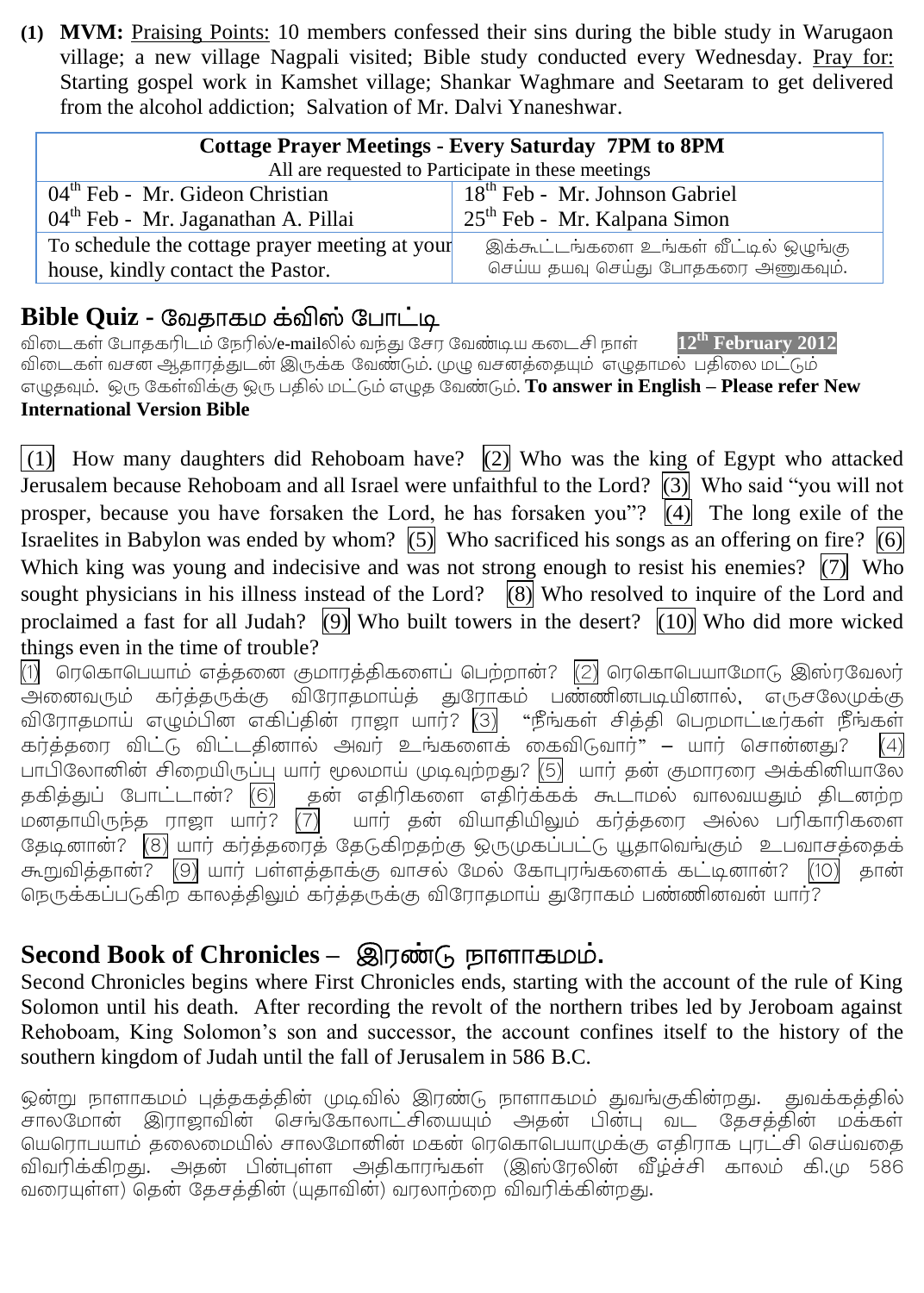**(1) MVM:** Praising Points: 10 members confessed their sins during the bible study in Warugaon village; a new village Nagpali visited; Bible study conducted every Wednesday. Pray for: Starting gospel work in Kamshet village; Shankar Waghmare and Seetaram to get delivered from the alcohol addiction; Salvation of Mr. Dalvi Ynaneshwar.

| **Cottage Prayer Meetings - Every Saturday 7PM to 8PM** All are requested to Participate in these meetings | |
|---|---|
| 04th Feb - Mr. Gideon Christian | 18th Feb - Mr. Johnson Gabriel |
| 04th Feb - Mr. Jaganathan A. Pillai | 25th Feb - Mr. Kalpana Simon |
| To schedule the cottage prayer meeting at your house, kindly contact the Pastor. | இக்கூட்டங்களை உங்கள் வீட்டில் ஒழுங்கு செய்ய தயவு செய்து போதகரை அணுகவும். |

## Bible Quiz - வேதாகம க்விஸ் போட்டி

விடைகள் போதகரிடம் நேரில்/e-mailலில் வந்து சேர வேண்டிய கடைசி நாள் **12th February 2012**
விடைகள் வசன ஆதாரத்துடன் இருக்க வேண்டும். முழு வசனத்தையும் எழுதாமல் பதிலை மட்டும் எழுதவும். ஒரு கேள்விக்கு ஒரு பதில் மட்டும் எழுத வேண்டும். **To answer in English – Please refer New International Version Bible**

(1) How many daughters did Rehoboam have? (2) Who was the king of Egypt who attacked Jerusalem because Rehoboam and all Israel were unfaithful to the Lord? (3) Who said "you will not prosper, because you have forsaken the Lord, he has forsaken you"? (4) The long exile of the Israelites in Babylon was ended by whom? (5) Who sacrificed his songs as an offering on fire? (6) Which king was young and indecisive and was not strong enough to resist his enemies? (7) Who sought physicians in his illness instead of the Lord? (8) Who resolved to inquire of the Lord and proclaimed a fast for all Judah? (9) Who built towers in the desert? (10) Who did more wicked things even in the time of trouble?

(1) ரெகொபெயாம் எத்தனை குமாரத்திகளைப் பெற்றான்? (2) ரெகொபெயாமோடு இஸ்ரவேலர் அனைவரும் கர்த்தருக்கு விரோதமாய்த் துரோகம் பண்ணினபடியினால், எருசலேமுக்கு விரோதமாய் எழும்பின எகிப்தின் ராஜா யார்? (3) "நீங்கள் சித்தி பெறமாட்டீர்கள் நீங்கள் கர்த்தரை விட்டு விட்டதினால் அவர் உங்களைக் கைவிடுவார்" – யார் சொன்னது? (4) பாபிலோனின் சிறையிருப்பு யார் மூலமாய் முடிவுற்றது? (5) யார் தன் குமாரரை அக்கினியாலே தகித்துப் போட்டான்? (6) தன் எதிரிகளை எதிர்க்கக் கூடாமல் வாலவயதும் திடனற்ற மனதாயிருந்த ராஜா யார்? (7) யார் தன் வியாதியிலும் கர்த்தரை அல்ல பரிகாரிகளை தேடினான்? (8) யார் கர்த்தரைத் தேடுகிறதற்கு ஒருமுகப்பட்டு யூதாவெங்கும் உபவாசத்தைக் கூறுவித்தான்? (9) யார் பள்ளத்தாக்கு வாசல் மேல் கோபுரங்களைக் கட்டினான்? (10) தான் நெருக்கப்படுகிற காலத்திலும் கர்த்தருக்கு விரோதமாய் துரோகம் பண்ணினவன் யார்?

## Second Book of Chronicles – இரண்டு நாளாகமம்.

Second Chronicles begins where First Chronicles ends, starting with the account of the rule of King Solomon until his death. After recording the revolt of the northern tribes led by Jeroboam against Rehoboam, King Solomon's son and successor, the account confines itself to the history of the southern kingdom of Judah until the fall of Jerusalem in 586 B.C.

ஒன்று நாளாகமம் புத்தகத்தின் முடிவில் இரண்டு நாளாகமம் துவங்குகின்றது. துவக்கத்தில் சாலமோன் இராஜாவின் செங்கோலாட்சியையும் அதன் பின்பு வட தேசத்தின் மக்கள் யெரொபயாம் தலைமையில் சாலமோனின் மகன் ரெகொபெயாமுக்கு எதிராக புரட்சி செய்வதை விவரிக்கிறது. அதன் பின்புள்ள அதிகாரங்கள் (இஸ்ரேலின் வீழ்ச்சி காலம் கி.மு 586 வரையுள்ள) தென் தேசத்தின் (யுதாவின்) வரலாற்றை விவரிக்கின்றது.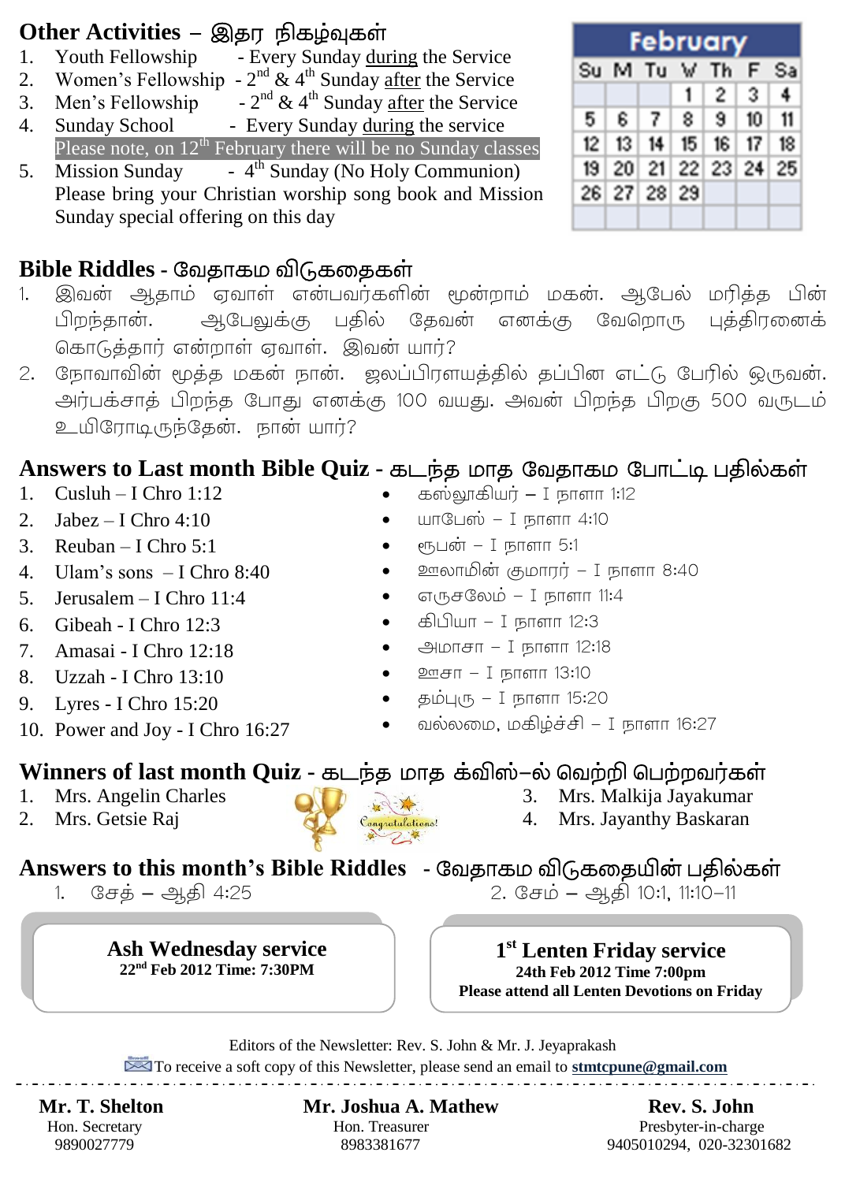## Other Activities – இதர நிகழ்வுகள்

1. Youth Fellowship - Every Sunday <u>during</u> the Service
2. Women's Fellowship - 2nd & 4th Sunday <u>after</u> the Service
3. Men's Fellowship - 2nd & 4th Sunday <u>after</u> the Service
4. Sunday School - Every Sunday <u>during</u> the service
   Please note, on 12th February there will be no Sunday classes
5. Mission Sunday - 4th Sunday (No Holy Communion)
   Please bring your Christian worship song book and Mission Sunday special offering on this day

**February**

| Su | M | Tu | W | Th | F | Sa |
|---|---|---|---|---|---|---|
| | | | 1 | 2 | 3 | 4 |
| 5 | 6 | 7 | 8 | 9 | 10 | 11 |
| 12 | 13 | 14 | 15 | 16 | 17 | 18 |
| 19 | 20 | 21 | 22 | 23 | 24 | 25 |
| 26 | 27 | 28 | 29 | | | |

## Bible Riddles - வேதாகம விடுகதைகள்

1. இவன் ஆதாம் ஏவாள் என்பவர்களின் மூன்றாம் மகன். ஆபேல் மரித்த பின் பிறந்தான். ஆபேலுக்கு பதில் தேவன் எனக்கு வேறொரு புத்திரனைக் கொடுத்தார் என்றாள் ஏவாள். இவன் யார்?
2. நோவாவின் மூத்த மகன் நான். ஜலப்பிரளயத்தில் தப்பின எட்டு பேரில் ஒருவன். அர்பக்சாத் பிறந்த போது எனக்கு 100 வயது. அவன் பிறந்த பிறகு 500 வருடம் உயிரோடிருந்தேன். நான் யார்?

## Answers to Last month Bible Quiz - கடந்த மாத வேதாகம போட்டி பதில்கள்

1. Cusluh – I Chro 1:12
2. Jabez – I Chro 4:10
3. Reuban – I Chro 5:1
4. Ulam's sons – I Chro 8:40
5. Jerusalem – I Chro 11:4
6. Gibeah - I Chro 12:3
7. Amasai - I Chro 12:18
8. Uzzah - I Chro 13:10
9. Lyres - I Chro 15:20
10. Power and Joy - I Chro 16:27

- கஸ்லூகியர் – I நாளா 1:12
- யாபேஸ் – I நாளா 4:10
- ரூபன் – I நாளா 5:1
- ஊலாமின் குமாரர் – I நாளா 8:40
- எருசலேம் – I நாளா 11:4
- கிபியா – I நாளா 12:3
- அமாசா – I நாளா 12:18
- ஊசா – I நாளா 13:10
- தம்புரு – I நாளா 15:20
- வல்லமை, மகிழ்ச்சி – I நாளா 16:27

## Winners of last month Quiz - கடந்த மாத க்விஸ்–ல் வெற்றி பெற்றவர்கள்

1. Mrs. Angelin Charles
2. Mrs. Getsie Raj
3. Mrs. Malkija Jayakumar
4. Mrs. Jayanthy Baskaran

Congratulations!

## Answers to this month's Bible Riddles - வேதாகம விடுகதையின் பதில்கள்

1. சேத் – ஆதி 4:25
2. சேம் – ஆதி 10:1, 11:10–11

**Ash Wednesday service**
**22nd Feb 2012 Time: 7:30PM**

**1st Lenten Friday service**
**24th Feb 2012 Time 7:00pm**
**Please attend all Lenten Devotions on Friday**

Editors of the Newsletter: Rev. S. John & Mr. J. Jeyaprakash

To receive a soft copy of this Newsletter, please send an email to **stmtcpune@gmail.com**

**Mr. T. Shelton**
Hon. Secretary
9890027779

**Mr. Joshua A. Mathew**
Hon. Treasurer
8983381677

**Rev. S. John**
Presbyter-in-charge
9405010294, 020-32301682